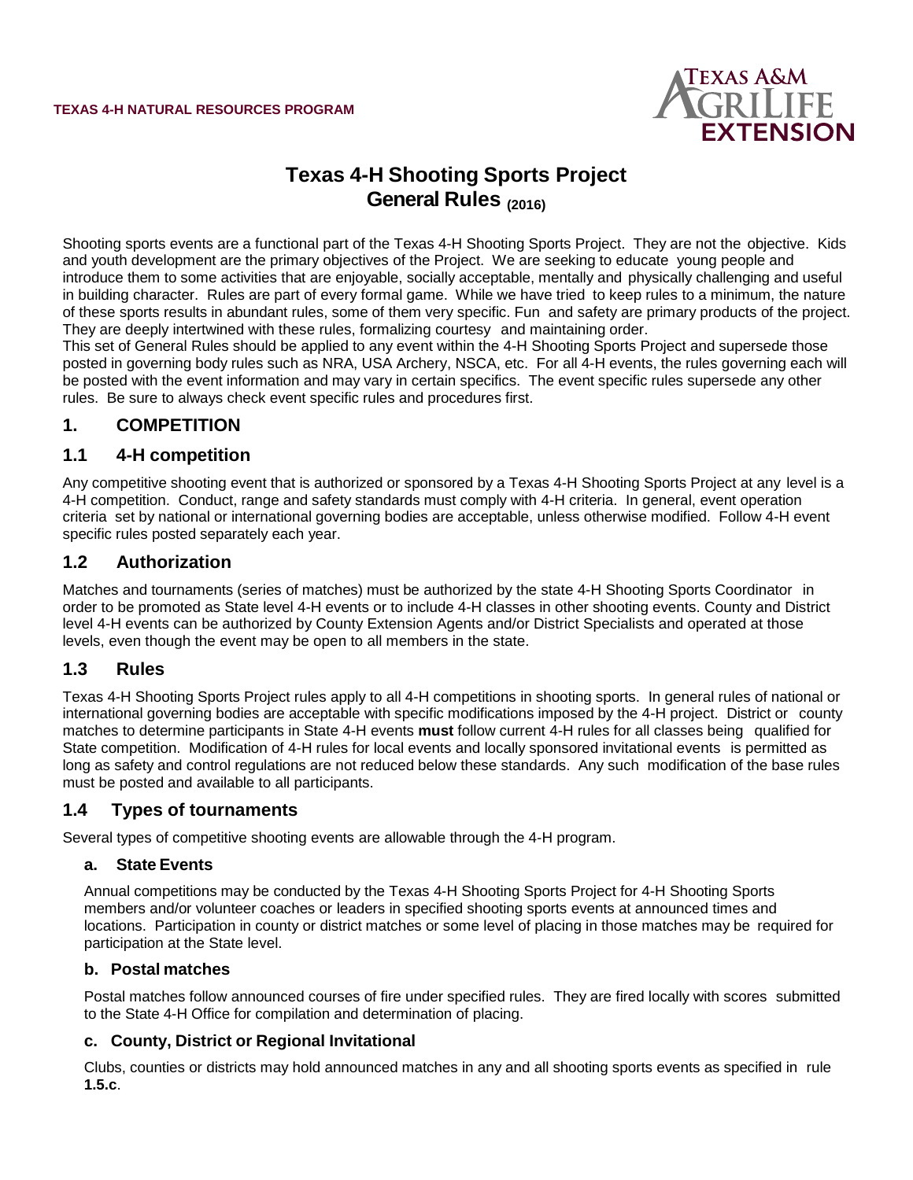TEXAS 4-H NATURAL RESOURCES PROGRAM

# Texas 4-H Shooting Sports Project General Rules (2016)

Shooting sports events are a functional part of the Texas 4-H Shooting Sports Project. They are not the objective. Kids and youth development are the primary objectives of the Project. We are seeking to educate young people and introduce them to some activities that are enjoyable, socially acceptable, mentally and physically challenging and useful in building character. Rules are part of every formal game. While we have tried to keep rules to a minimum, the nature of these sports results in abundant rules, some of them very specific. Fun and safety are primary products of the project. They are deeply intertwined with these rules, formalizing courtesy and maintaining order.

This set of General Rules should be applied to any event within the 4-H Shooting Sports Project and supersede those posted in governing body rules such as NRA, USA Archery, NSCA, etc. For all 4-H events, the rules governing each will be posted with the event information and may vary in certain specifics. The event specific rules supersede any other rules. Be sure to always check event specific rules and procedures first.

## 1. COMPETITION

## 1.1 4-H competition

Any competitive shooting event that is authorized or sponsored by a Texas 4-H Shooting Sports Project at any level is a 4-H competition. Conduct, range and safety standards must comply with 4-H criteria. In general, event operation criteria set by national or international governing bodies are acceptable, unless otherwise modified. Follow 4-H event specific rules posted separately each year.

## 1.2 Authorization

Matches and tournaments (series of matches) must be authorized by the state 4-H Shooting Sports Coordinator in order to be promoted as State level 4-H events or to include 4-H classes in other shooting events. County and District level 4-H events can be authorized by County Extension Agents and/or District Specialists and operated at those levels, even though the event may be open to all members in the state.

## 1.3 Rules

Texas 4-H Shooting Sports Project rules apply to all 4-H competitions in shooting sports. In general rules of national or international governing bodies are acceptable with specific modifications imposed by the 4-H project. District or county matches to determine participants in State 4-H events **must** follow current 4-H rules for all classes being qualified for State competition. Modification of 4-H rules for local events and locally sponsored invitational events is permitted as long as safety and control regulations are not reduced below these standards. Any such modification of the base rules must be posted and available to all participants.

## 1.4 Types of tournaments

Several types of competitive shooting events are allowable through the 4-H program.

### a. State Events

Annual competitions may be conducted by the Texas 4-H Shooting Sports Project for 4-H Shooting Sports members and/or volunteer coaches or leaders in specified shooting sports events at announced times and locations. Participation in county or district matches or some level of placing in those matches may be required for participation at the State level.

### b. Postal matches

Postal matches follow announced courses of fire under specified rules. They are fired locally with scores submitted to the State 4-H Office for compilation and determination of placing.

### c. County, District or Regional Invitational

Clubs, counties or districts may hold announced matches in any and all shooting sports events as specified in rule **1.5.c**.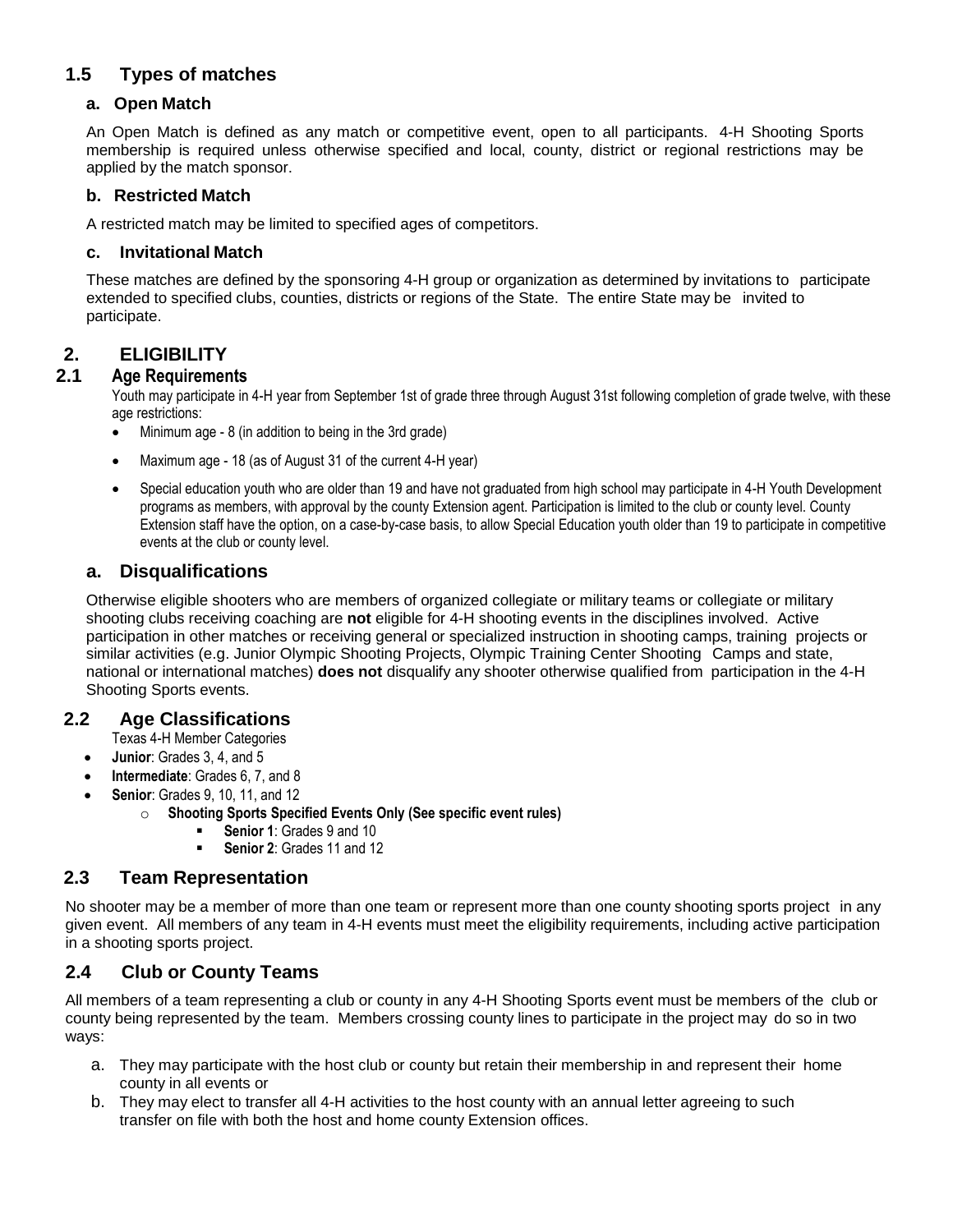## 1.5 Types of matches

### a. Open Match

An Open Match is defined as any match or competitive event, open to all participants. 4-H Shooting Sports membership is required unless otherwise specified and local, county, district or regional restrictions may be applied by the match sponsor.

### b. Restricted Match

A restricted match may be limited to specified ages of competitors.

### c. Invitational Match

These matches are defined by the sponsoring 4-H group or organization as determined by invitations to participate extended to specified clubs, counties, districts or regions of the State. The entire State may be invited to participate.

# 2. ELIGIBILITY

## 2.1 Age Requirements

Youth may participate in 4-H year from September 1st of grade three through August 31st following completion of grade twelve, with these age restrictions:

- Minimum age - 8 (in addition to being in the 3rd grade)
- Maximum age - 18 (as of August 31 of the current 4-H year)
- Special education youth who are older than 19 and have not graduated from high school may participate in 4-H Youth Development programs as members, with approval by the county Extension agent. Participation is limited to the club or county level. County Extension staff have the option, on a case-by-case basis, to allow Special Education youth older than 19 to participate in competitive events at the club or county level.

### a. Disqualifications

Otherwise eligible shooters who are members of organized collegiate or military teams or collegiate or military shooting clubs receiving coaching are **not** eligible for 4-H shooting events in the disciplines involved. Active participation in other matches or receiving general or specialized instruction in shooting camps, training projects or similar activities (e.g. Junior Olympic Shooting Projects, Olympic Training Center Shooting Camps and state, national or international matches) **does not** disqualify any shooter otherwise qualified from participation in the 4-H Shooting Sports events.

## 2.2 Age Classifications

Texas 4-H Member Categories

- **Junior**: Grades 3, 4, and 5
- **Intermediate**: Grades 6, 7, and 8
- **Senior**: Grades 9, 10, 11, and 12
  - **Shooting Sports Specified Events Only (See specific event rules)**
    - **Senior 1**: Grades 9 and 10
    - **Senior 2**: Grades 11 and 12

## 2.3 Team Representation

No shooter may be a member of more than one team or represent more than one county shooting sports project in any given event. All members of any team in 4-H events must meet the eligibility requirements, including active participation in a shooting sports project.

## 2.4 Club or County Teams

All members of a team representing a club or county in any 4-H Shooting Sports event must be members of the club or county being represented by the team. Members crossing county lines to participate in the project may do so in two ways:

a. They may participate with the host club or county but retain their membership in and represent their home county in all events or
b. They may elect to transfer all 4-H activities to the host county with an annual letter agreeing to such transfer on file with both the host and home county Extension offices.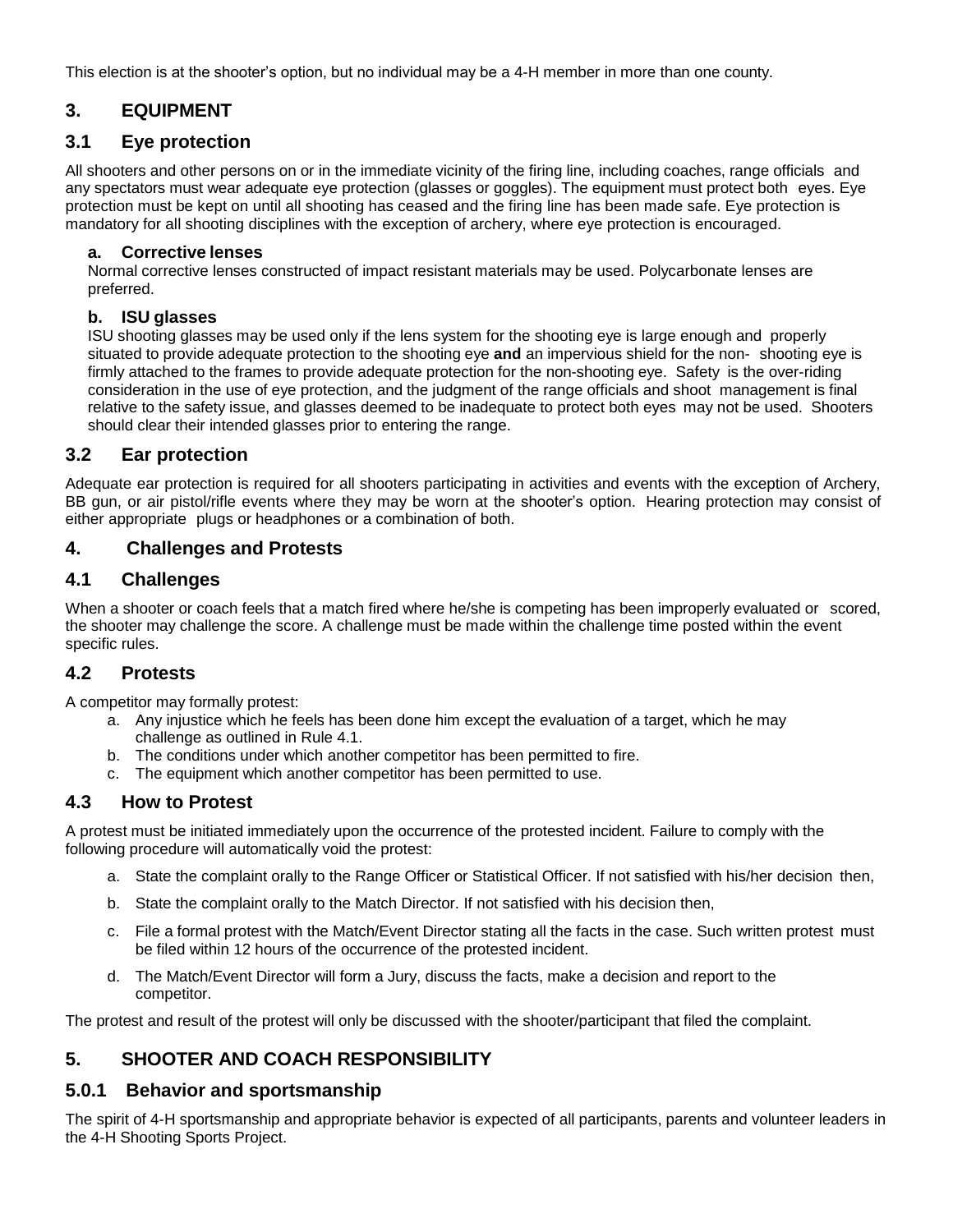This election is at the shooter's option, but no individual may be a 4-H member in more than one county.

## 3. EQUIPMENT

### 3.1 Eye protection

All shooters and other persons on or in the immediate vicinity of the firing line, including coaches, range officials and any spectators must wear adequate eye protection (glasses or goggles). The equipment must protect both eyes. Eye protection must be kept on until all shooting has ceased and the firing line has been made safe. Eye protection is mandatory for all shooting disciplines with the exception of archery, where eye protection is encouraged.

**a. Corrective lenses**

Normal corrective lenses constructed of impact resistant materials may be used. Polycarbonate lenses are preferred.

**b. ISU glasses**

ISU shooting glasses may be used only if the lens system for the shooting eye is large enough and properly situated to provide adequate protection to the shooting eye **and** an impervious shield for the non- shooting eye is firmly attached to the frames to provide adequate protection for the non-shooting eye. Safety is the over-riding consideration in the use of eye protection, and the judgment of the range officials and shoot management is final relative to the safety issue, and glasses deemed to be inadequate to protect both eyes may not be used. Shooters should clear their intended glasses prior to entering the range.

### 3.2 Ear protection

Adequate ear protection is required for all shooters participating in activities and events with the exception of Archery, BB gun, or air pistol/rifle events where they may be worn at the shooter's option. Hearing protection may consist of either appropriate plugs or headphones or a combination of both.

## 4. Challenges and Protests

### 4.1 Challenges

When a shooter or coach feels that a match fired where he/she is competing has been improperly evaluated or scored, the shooter may challenge the score. A challenge must be made within the challenge time posted within the event specific rules.

### 4.2 Protests

A competitor may formally protest:

a. Any injustice which he feels has been done him except the evaluation of a target, which he may challenge as outlined in Rule 4.1.
b. The conditions under which another competitor has been permitted to fire.
c. The equipment which another competitor has been permitted to use.

### 4.3 How to Protest

A protest must be initiated immediately upon the occurrence of the protested incident. Failure to comply with the following procedure will automatically void the protest:

a. State the complaint orally to the Range Officer or Statistical Officer. If not satisfied with his/her decision then,

b. State the complaint orally to the Match Director. If not satisfied with his decision then,

c. File a formal protest with the Match/Event Director stating all the facts in the case. Such written protest must be filed within 12 hours of the occurrence of the protested incident.

d. The Match/Event Director will form a Jury, discuss the facts, make a decision and report to the competitor.

The protest and result of the protest will only be discussed with the shooter/participant that filed the complaint.

## 5. SHOOTER AND COACH RESPONSIBILITY

### 5.0.1 Behavior and sportsmanship

The spirit of 4-H sportsmanship and appropriate behavior is expected of all participants, parents and volunteer leaders in the 4-H Shooting Sports Project.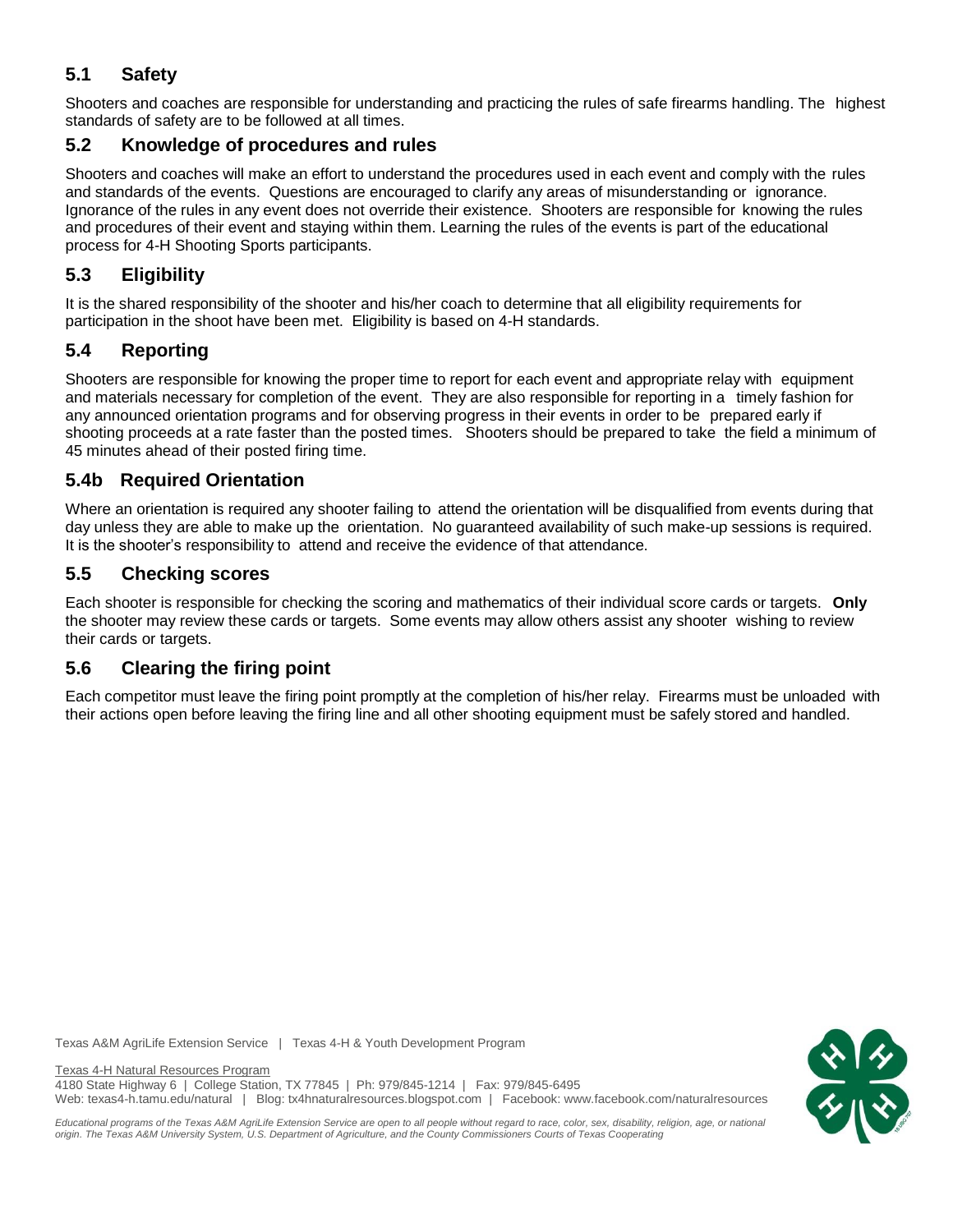## 5.1 Safety

Shooters and coaches are responsible for understanding and practicing the rules of safe firearms handling. The highest standards of safety are to be followed at all times.

## 5.2 Knowledge of procedures and rules

Shooters and coaches will make an effort to understand the procedures used in each event and comply with the rules and standards of the events. Questions are encouraged to clarify any areas of misunderstanding or ignorance. Ignorance of the rules in any event does not override their existence. Shooters are responsible for knowing the rules and procedures of their event and staying within them. Learning the rules of the events is part of the educational process for 4-H Shooting Sports participants.

## 5.3 Eligibility

It is the shared responsibility of the shooter and his/her coach to determine that all eligibility requirements for participation in the shoot have been met. Eligibility is based on 4-H standards.

## 5.4 Reporting

Shooters are responsible for knowing the proper time to report for each event and appropriate relay with equipment and materials necessary for completion of the event. They are also responsible for reporting in a timely fashion for any announced orientation programs and for observing progress in their events in order to be prepared early if shooting proceeds at a rate faster than the posted times. Shooters should be prepared to take the field a minimum of 45 minutes ahead of their posted firing time.

## 5.4b Required Orientation

Where an orientation is required any shooter failing to attend the orientation will be disqualified from events during that day unless they are able to make up the orientation. No guaranteed availability of such make-up sessions is required. It is the shooter's responsibility to attend and receive the evidence of that attendance.

## 5.5 Checking scores

Each shooter is responsible for checking the scoring and mathematics of their individual score cards or targets. **Only** the shooter may review these cards or targets. Some events may allow others assist any shooter wishing to review their cards or targets.

## 5.6 Clearing the firing point

Each competitor must leave the firing point promptly at the completion of his/her relay. Firearms must be unloaded with their actions open before leaving the firing line and all other shooting equipment must be safely stored and handled.

Texas A&M AgriLife Extension Service | Texas 4-H & Youth Development Program

Texas 4-H Natural Resources Program
4180 State Highway 6 | College Station, TX 77845 | Ph: 979/845-1214 | Fax: 979/845-6495
Web: texas4-h.tamu.edu/natural | Blog: tx4hnaturalresources.blogspot.com | Facebook: www.facebook.com/naturalresources

*Educational programs of the Texas A&M AgriLife Extension Service are open to all people without regard to race, color, sex, disability, religion, age, or national origin. The Texas A&M University System, U.S. Department of Agriculture, and the County Commissioners Courts of Texas Cooperating*